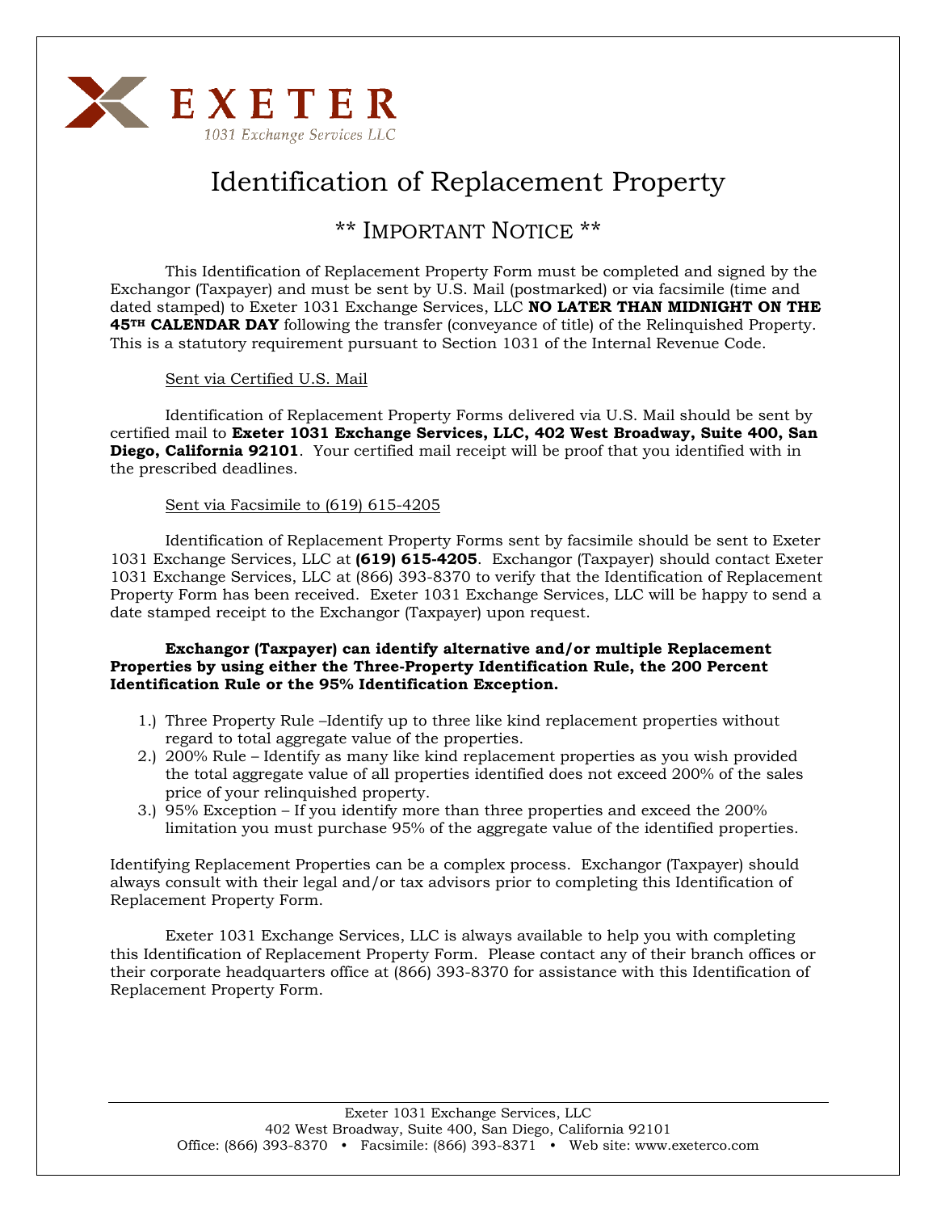# EXETER

1031 Exchange Services LLC

# Identification of Replacement Property

## ** IMPORTANT NOTICE **

This Identification of Replacement Property Form must be completed and signed by the Exchangor (Taxpayer) and must be sent by U.S. Mail (postmarked) or via facsimile (time and dated stamped) to Exeter 1031 Exchange Services, LLC **NO LATER THAN MIDNIGHT ON THE 45TH CALENDAR DAY** following the transfer (conveyance of title) of the Relinquished Property. This is a statutory requirement pursuant to Section 1031 of the Internal Revenue Code.

Sent via Certified U.S. Mail

Identification of Replacement Property Forms delivered via U.S. Mail should be sent by certified mail to **Exeter 1031 Exchange Services, LLC, 402 West Broadway, Suite 400, San Diego, California 92101**. Your certified mail receipt will be proof that you identified with in the prescribed deadlines.

Sent via Facsimile to (619) 615-4205

Identification of Replacement Property Forms sent by facsimile should be sent to Exeter 1031 Exchange Services, LLC at **(619) 615-4205**. Exchangor (Taxpayer) should contact Exeter 1031 Exchange Services, LLC at (866) 393-8370 to verify that the Identification of Replacement Property Form has been received. Exeter 1031 Exchange Services, LLC will be happy to send a date stamped receipt to the Exchangor (Taxpayer) upon request.

**Exchangor (Taxpayer) can identify alternative and/or multiple Replacement Properties by using either the Three-Property Identification Rule, the 200 Percent Identification Rule or the 95% Identification Exception.**

1.) Three Property Rule –Identify up to three like kind replacement properties without regard to total aggregate value of the properties.
2.) 200% Rule – Identify as many like kind replacement properties as you wish provided the total aggregate value of all properties identified does not exceed 200% of the sales price of your relinquished property.
3.) 95% Exception – If you identify more than three properties and exceed the 200% limitation you must purchase 95% of the aggregate value of the identified properties.

Identifying Replacement Properties can be a complex process. Exchangor (Taxpayer) should always consult with their legal and/or tax advisors prior to completing this Identification of Replacement Property Form.

Exeter 1031 Exchange Services, LLC is always available to help you with completing this Identification of Replacement Property Form. Please contact any of their branch offices or their corporate headquarters office at (866) 393-8370 for assistance with this Identification of Replacement Property Form.

Exeter 1031 Exchange Services, LLC
402 West Broadway, Suite 400, San Diego, California 92101
Office: (866) 393-8370 • Facsimile: (866) 393-8371 • Web site: www.exeterco.com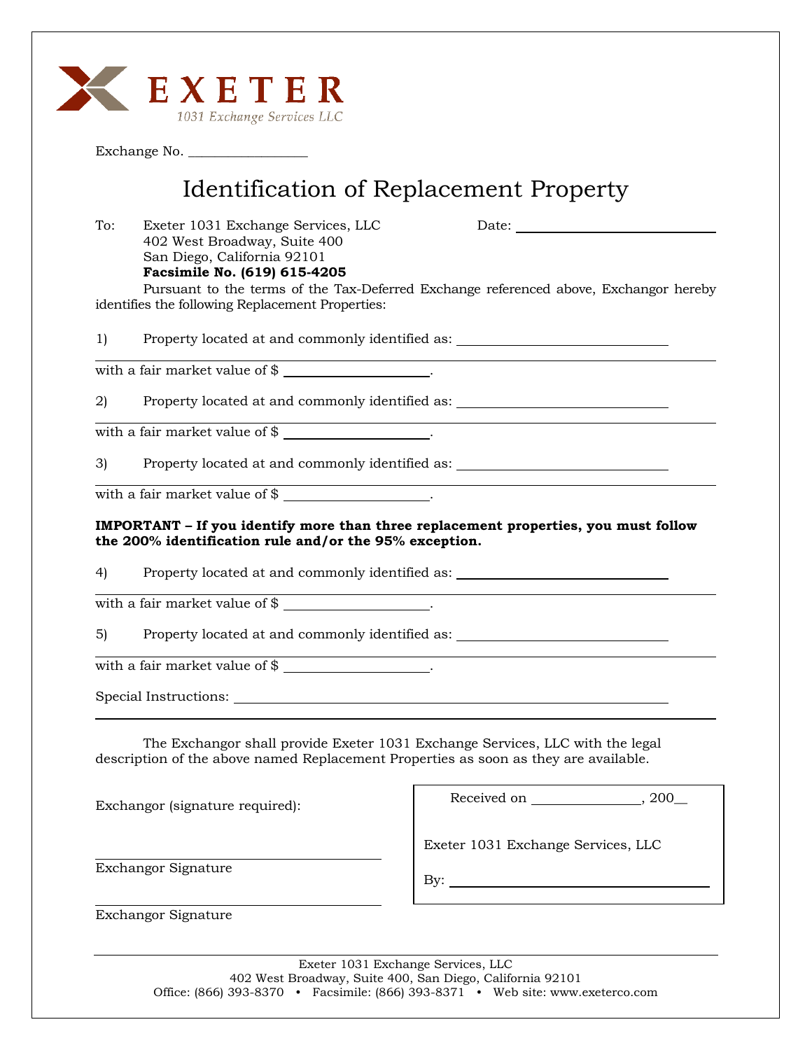EXETER

1031 Exchange Services LLC

Exchange No. ________________

# Identification of Replacement Property

To: Exeter 1031 Exchange Services, LLC
402 West Broadway, Suite 400
San Diego, California 92101
**Facsimile No. (619) 615-4205**

Date: ____________________________

Pursuant to the terms of the Tax-Deferred Exchange referenced above, Exchangor hereby identifies the following Replacement Properties:

1) Property located at and commonly identified as: ____________________________
____________________________________________________________
with a fair market value of $ ____________________.

2) Property located at and commonly identified as: ____________________________
____________________________________________________________
with a fair market value of $ ____________________.

3) Property located at and commonly identified as: ____________________________
____________________________________________________________
with a fair market value of $ ____________________.

**IMPORTANT – If you identify more than three replacement properties, you must follow the 200% identification rule and/or the 95% exception.**

4) Property located at and commonly identified as: ____________________________
____________________________________________________________
with a fair market value of $ ____________________.

5) Property located at and commonly identified as: ____________________________
____________________________________________________________
with a fair market value of $ ____________________.

Special Instructions: ____________________________________________________________
____________________________________________________________

The Exchangor shall provide Exeter 1031 Exchange Services, LLC with the legal description of the above named Replacement Properties as soon as they are available.

Exchangor (signature required):

______________________________
Exchangor Signature

______________________________
Exchangor Signature

Received on ______________, 200__

Exeter 1031 Exchange Services, LLC

By: ______________________________

Exeter 1031 Exchange Services, LLC
402 West Broadway, Suite 400, San Diego, California 92101
Office: (866) 393-8370 • Facsimile: (866) 393-8371 • Web site: www.exeterco.com